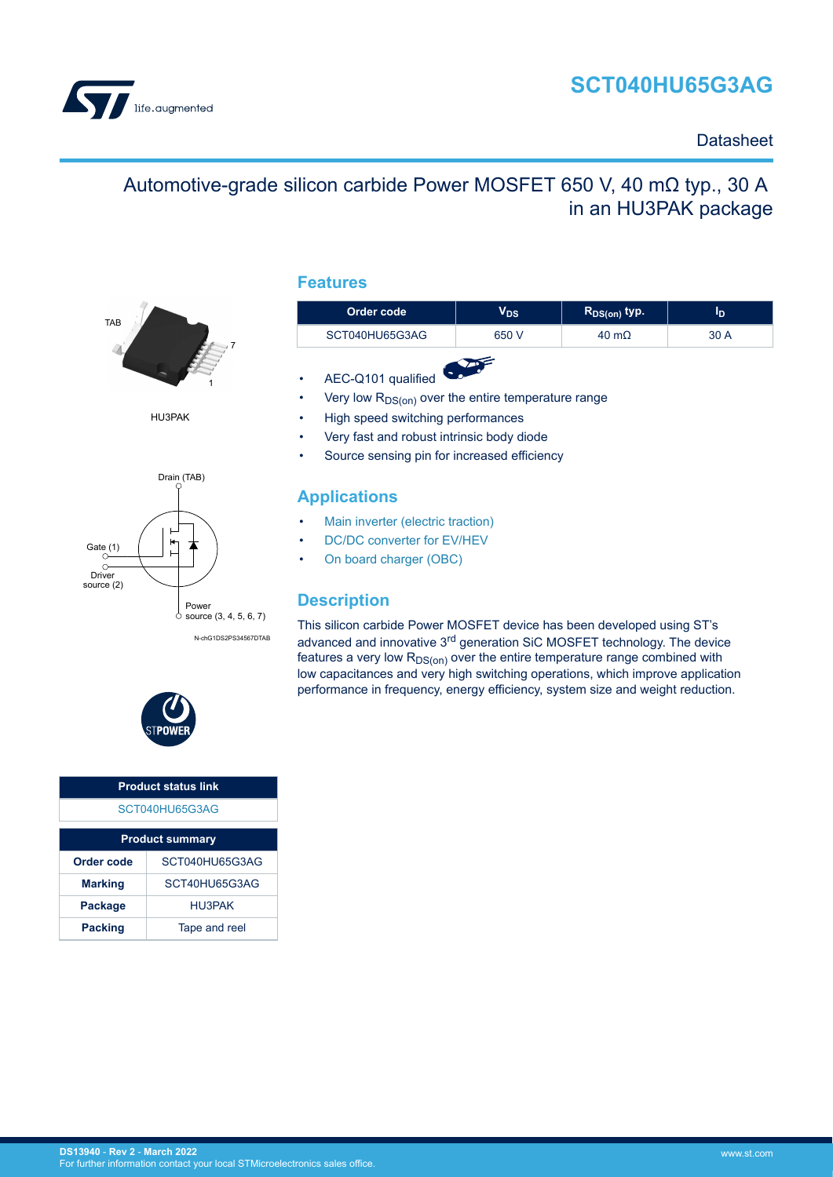# SCT040HU65G3AG

Datasheet

## Automotive-grade silicon carbide Power MOSFET 650 V, 40 mΩ typ., 30 A in an HU3PAK package

TAB

7

1

HU3PAK

Drain (TAB)

Gate (1)

Driver source (2)

Power source (3, 4, 5, 6, 7)

N-chG1DS2PS34567DTAB

### Features

| Order code | $V_{DS}$ | $R_{DS(on)}$ typ. | $I_D$ |
|---|---|---|---|
| SCT040HU65G3AG | 650 V | 40 mΩ | 30 A |

- AEC-Q101 qualified
- Very low $R_{DS(on)}$ over the entire temperature range
- High speed switching performances
- Very fast and robust intrinsic body diode
- Source sensing pin for increased efficiency

### Applications

- Main inverter (electric traction)
- DC/DC converter for EV/HEV
- On board charger (OBC)

### Description

This silicon carbide Power MOSFET device has been developed using ST's advanced and innovative 3rd generation SiC MOSFET technology. The device features a very low $R_{DS(on)}$ over the entire temperature range combined with low capacitances and very high switching operations, which improve application performance in frequency, energy efficiency, system size and weight reduction.

| Product status link |
|---|
| SCT040HU65G3AG |

| Product summary | |
|---|---|
| **Order code** | SCT040HU65G3AG |
| **Marking** | SCT40HU65G3AG |
| **Package** | HU3PAK |
| **Packing** | Tape and reel |

DS13940 - Rev 2 - March 2022
For further information contact your local STMicroelectronics sales office.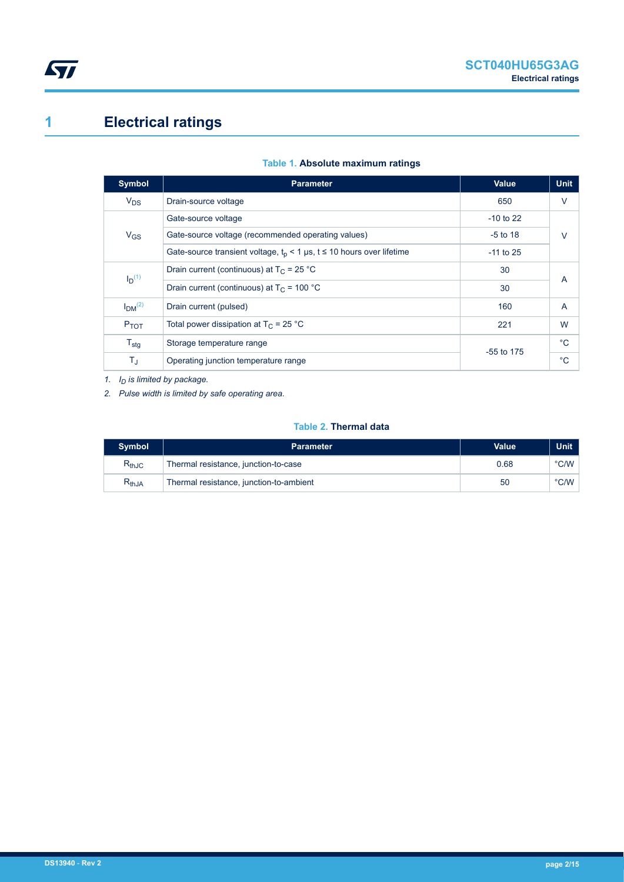# 1 Electrical ratings

**Table 1. Absolute maximum ratings**

| Symbol | Parameter | Value | Unit |
|---|---|---|---|
| $V_{DS}$ | Drain-source voltage | 650 | V |
| $V_{GS}$ | Gate-source voltage | -10 to 22 | V |
| | Gate-source voltage (recommended operating values) | -5 to 18 | |
| | Gate-source transient voltage, $t_p$ < 1 µs, t ≤ 10 hours over lifetime | -11 to 25 | |
| $I_D$ [(1)] | Drain current (continuous) at $T_C$ = 25 °C | 30 | A |
| | Drain current (continuous) at $T_C$ = 100 °C | 30 | |
| $I_{DM}$ [(2)] | Drain current (pulsed) | 160 | A |
| $P_{TOT}$ | Total power dissipation at $T_C$ = 25 °C | 221 | W |
| $T_{stg}$ | Storage temperature range | -55 to 175 | °C |
| $T_J$ | Operating junction temperature range | | °C |

1. *$I_D$ is limited by package.*
2. *Pulse width is limited by safe operating area.*

**Table 2. Thermal data**

| Symbol | Parameter | Value | Unit |
|---|---|---|---|
| $R_{thJC}$ | Thermal resistance, junction-to-case | 0.68 | °C/W |
| $R_{thJA}$ | Thermal resistance, junction-to-ambient | 50 | °C/W |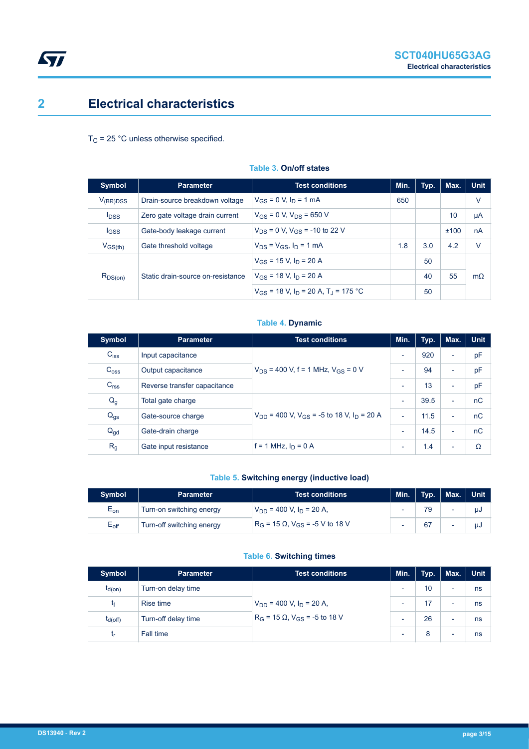## 2 Electrical characteristics

$T_C$ = 25 °C unless otherwise specified.

**Table 3. On/off states**

| Symbol | Parameter | Test conditions | Min. | Typ. | Max. | Unit |
|---|---|---|---|---|---|---|
| $V_{(BR)DSS}$ | Drain-source breakdown voltage | $V_{GS}$ = 0 V, $I_D$ = 1 mA | 650 | | | V |
| $I_{DSS}$ | Zero gate voltage drain current | $V_{GS}$ = 0 V, $V_{DS}$ = 650 V | | | 10 | µA |
| $I_{GSS}$ | Gate-body leakage current | $V_{DS}$ = 0 V, $V_{GS}$ = -10 to 22 V | | | ±100 | nA |
| $V_{GS(th)}$ | Gate threshold voltage | $V_{DS}$ = $V_{GS}$, $I_D$ = 1 mA | 1.8 | 3.0 | 4.2 | V |
| $R_{DS(on)}$ | Static drain-source on-resistance | $V_{GS}$ = 15 V, $I_D$ = 20 A | | 50 | | mΩ |
| | | $V_{GS}$ = 18 V, $I_D$ = 20 A | | 40 | 55 | |
| | | $V_{GS}$ = 18 V, $I_D$ = 20 A, $T_J$ = 175 °C | | 50 | | |

**Table 4. Dynamic**

| Symbol | Parameter | Test conditions | Min. | Typ. | Max. | Unit |
|---|---|---|---|---|---|---|
| $C_{iss}$ | Input capacitance | $V_{DS}$ = 400 V, f = 1 MHz, $V_{GS}$ = 0 V | - | 920 | - | pF |
| $C_{oss}$ | Output capacitance | | - | 94 | - | pF |
| $C_{rss}$ | Reverse transfer capacitance | | - | 13 | - | pF |
| $Q_g$ | Total gate charge | $V_{DD}$ = 400 V, $V_{GS}$ = -5 to 18 V, $I_D$ = 20 A | - | 39.5 | - | nC |
| $Q_{gs}$ | Gate-source charge | | - | 11.5 | - | nC |
| $Q_{gd}$ | Gate-drain charge | | - | 14.5 | - | nC |
| $R_g$ | Gate input resistance | f = 1 MHz, $I_D$ = 0 A | - | 1.4 | - | Ω |

**Table 5. Switching energy (inductive load)**

| Symbol | Parameter | Test conditions | Min. | Typ. | Max. | Unit |
|---|---|---|---|---|---|---|
| $E_{on}$ | Turn-on switching energy | $V_{DD}$ = 400 V, $I_D$ = 20 A, $R_G$ = 15 Ω, $V_{GS}$ = -5 V to 18 V | - | 79 | - | µJ |
| $E_{off}$ | Turn-off switching energy | | - | 67 | - | µJ |

**Table 6. Switching times**

| Symbol | Parameter | Test conditions | Min. | Typ. | Max. | Unit |
|---|---|---|---|---|---|---|
| $t_{d(on)}$ | Turn-on delay time | $V_{DD}$ = 400 V, $I_D$ = 20 A, $R_G$ = 15 Ω, $V_{GS}$ = -5 to 18 V | - | 10 | - | ns |
| $t_f$ | Rise time | | - | 17 | - | ns |
| $t_{d(off)}$ | Turn-off delay time | | - | 26 | - | ns |
| $t_r$ | Fall time | | - | 8 | - | ns |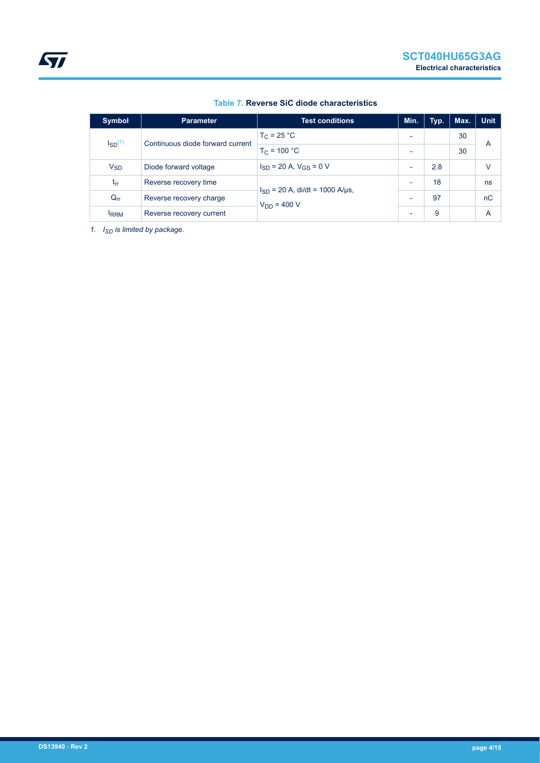**Table 7. Reverse SiC diode characteristics**

| Symbol | Parameter | Test conditions | Min. | Typ. | Max. | Unit |
|---|---|---|---|---|---|---|
| $I_{SD}$[(1)] | Continuous diode forward current | $T_C$ = 25 °C | - | | 30 | A |
| | | $T_C$ = 100 °C | - | | 30 | |
| $V_{SD}$ | Diode forward voltage | $I_{SD}$ = 20 A, $V_{GS}$ = 0 V | - | 2.8 | | V |
| $t_{rr}$ | Reverse recovery time | $I_{SD}$ = 20 A, di/dt = 1000 A/µs, $V_{DD}$ = 400 V | - | 18 | | ns |
| $Q_{rr}$ | Reverse recovery charge | | - | 97 | | nC |
| $I_{RRM}$ | Reverse recovery current | | - | 9 | | A |

*1. $I_{SD}$ is limited by package.*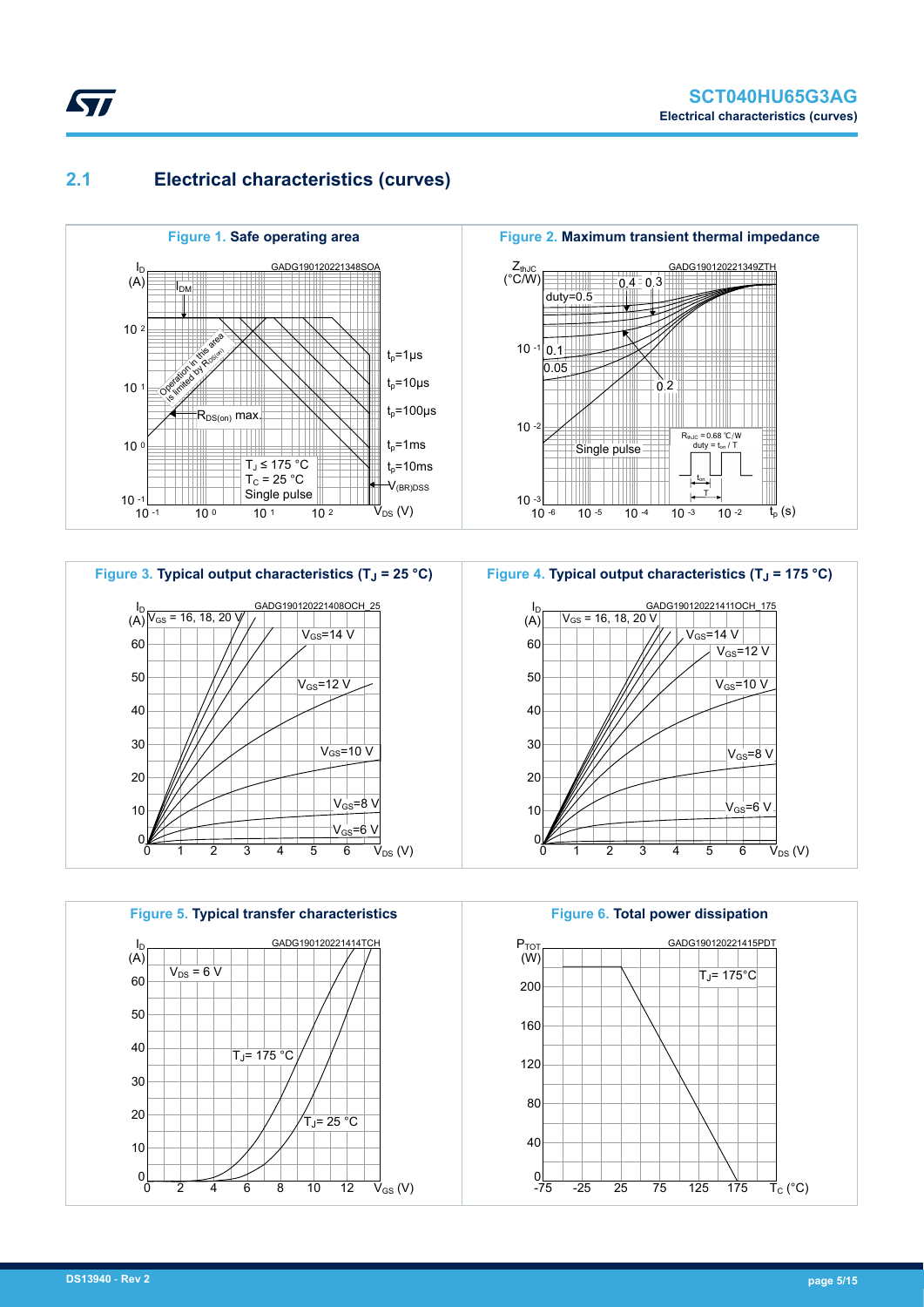## 2.1 Electrical characteristics (curves)

**Figure 1.** Safe operating area

**Figure 2.** Maximum transient thermal impedance

**Figure 3.** Typical output characteristics ($T_J$ = 25 °C)

**Figure 4.** Typical output characteristics ($T_J$ = 175 °C)

**Figure 5.** Typical transfer characteristics

**Figure 6.** Total power dissipation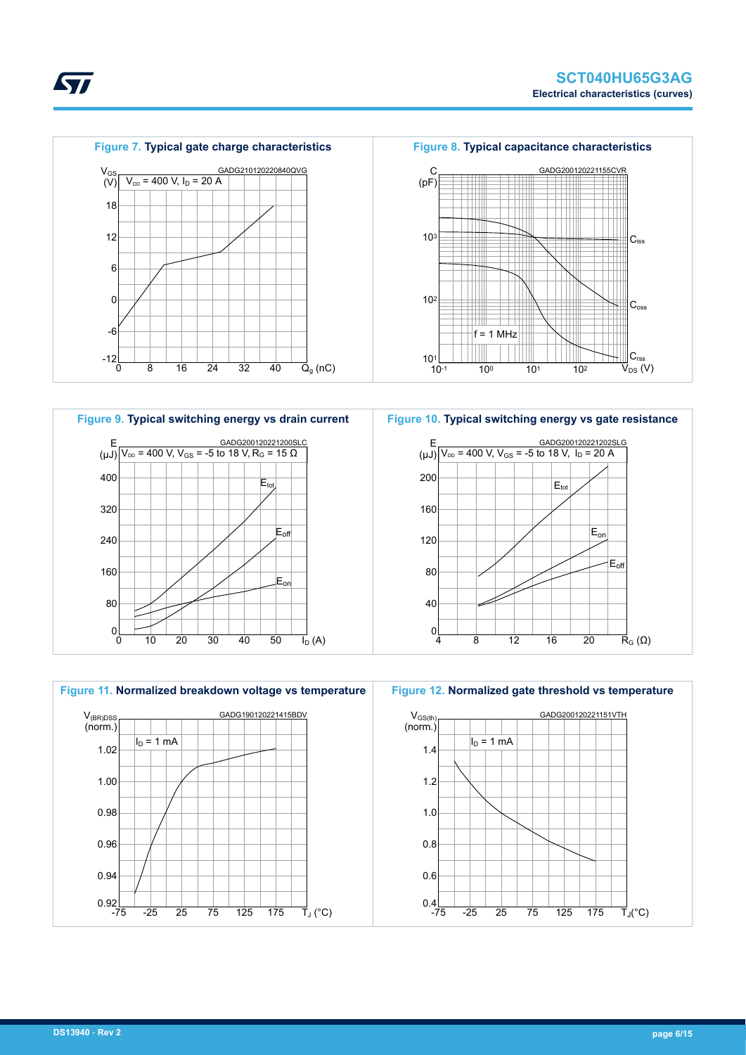**Figure 7. Typical gate charge characteristics**

GADG210120220840QVG

$V_{GS}$ (V); $V_{DD}$ = 400 V, $I_D$ = 20 A; $Q_g$ (nC)

**Figure 8. Typical capacitance characteristics**

GADG200120221155CVR

C (pF); $C_{iss}$, $C_{oss}$, $C_{rss}$; f = 1 MHz; $V_{DS}$ (V)

**Figure 9. Typical switching energy vs drain current**

GADG200120221200SLC

E (μJ); $V_{DD}$ = 400 V, $V_{GS}$ = -5 to 18 V, $R_G$ = 15 Ω; $E_{tot}$, $E_{off}$, $E_{on}$; $I_D$ (A)

**Figure 10. Typical switching energy vs gate resistance**

GADG200120221202SLG

E (μJ); $V_{DD}$ = 400 V, $V_{GS}$ = -5 to 18 V, $I_D$ = 20 A; $E_{tot}$, $E_{on}$, $E_{off}$; $R_G$ (Ω)

**Figure 11. Normalized breakdown voltage vs temperature**

GADG190120221415BDV

$V_{(BR)DSS}$ (norm.); $I_D$ = 1 mA; $T_J$ (°C)

**Figure 12. Normalized gate threshold vs temperature**

GADG200120221151VTH

$V_{GS(th)}$ (norm.); $I_D$ = 1 mA; $T_J$ (°C)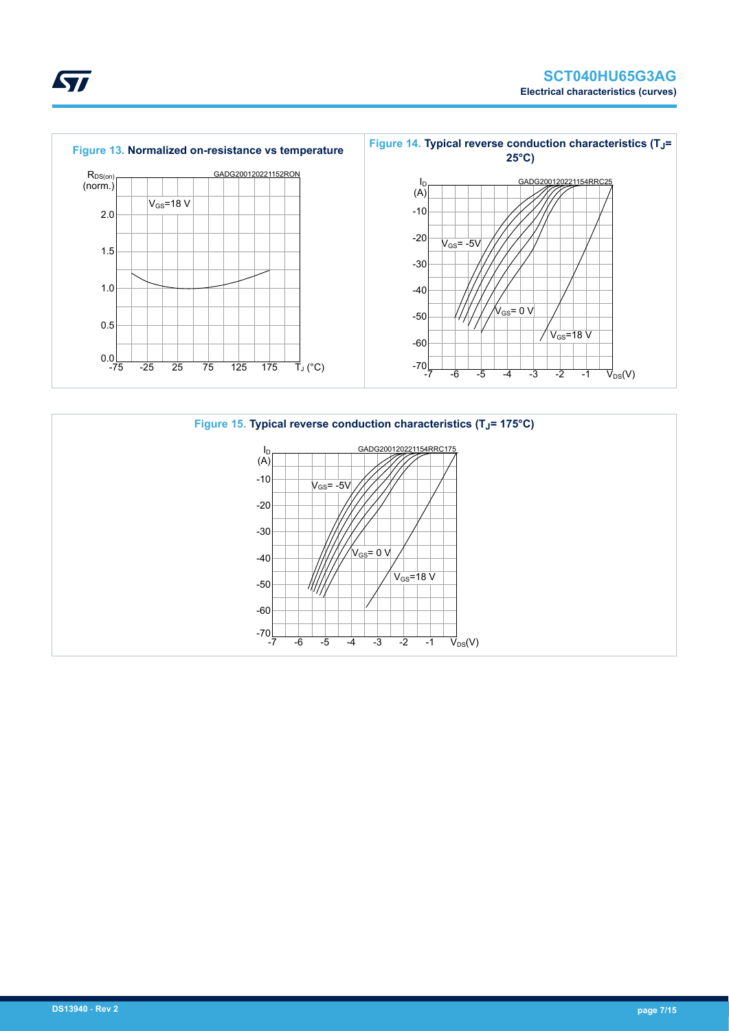Figure 13. Normalized on-resistance vs temperature

Figure 14. Typical reverse conduction characteristics ($T_J$= 25°C)

Figure 15. Typical reverse conduction characteristics ($T_J$= 175°C)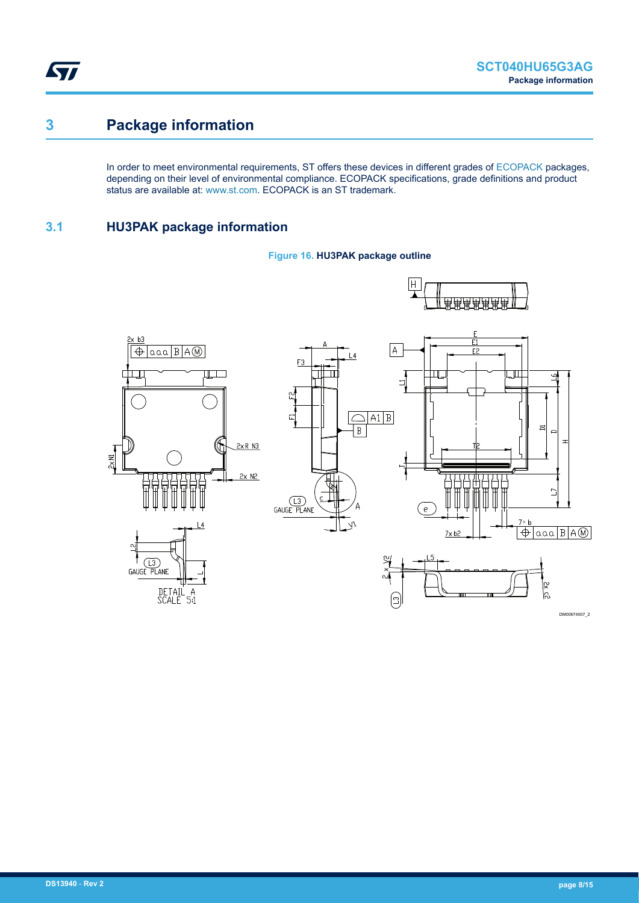# 3 Package information

In order to meet environmental requirements, ST offers these devices in different grades of ECOPACK packages, depending on their level of environmental compliance. ECOPACK specifications, grade definitions and product status are available at: www.st.com. ECOPACK is an ST trademark.

## 3.1 HU3PAK package information

**Figure 16. HU3PAK package outline**

DM00674007_2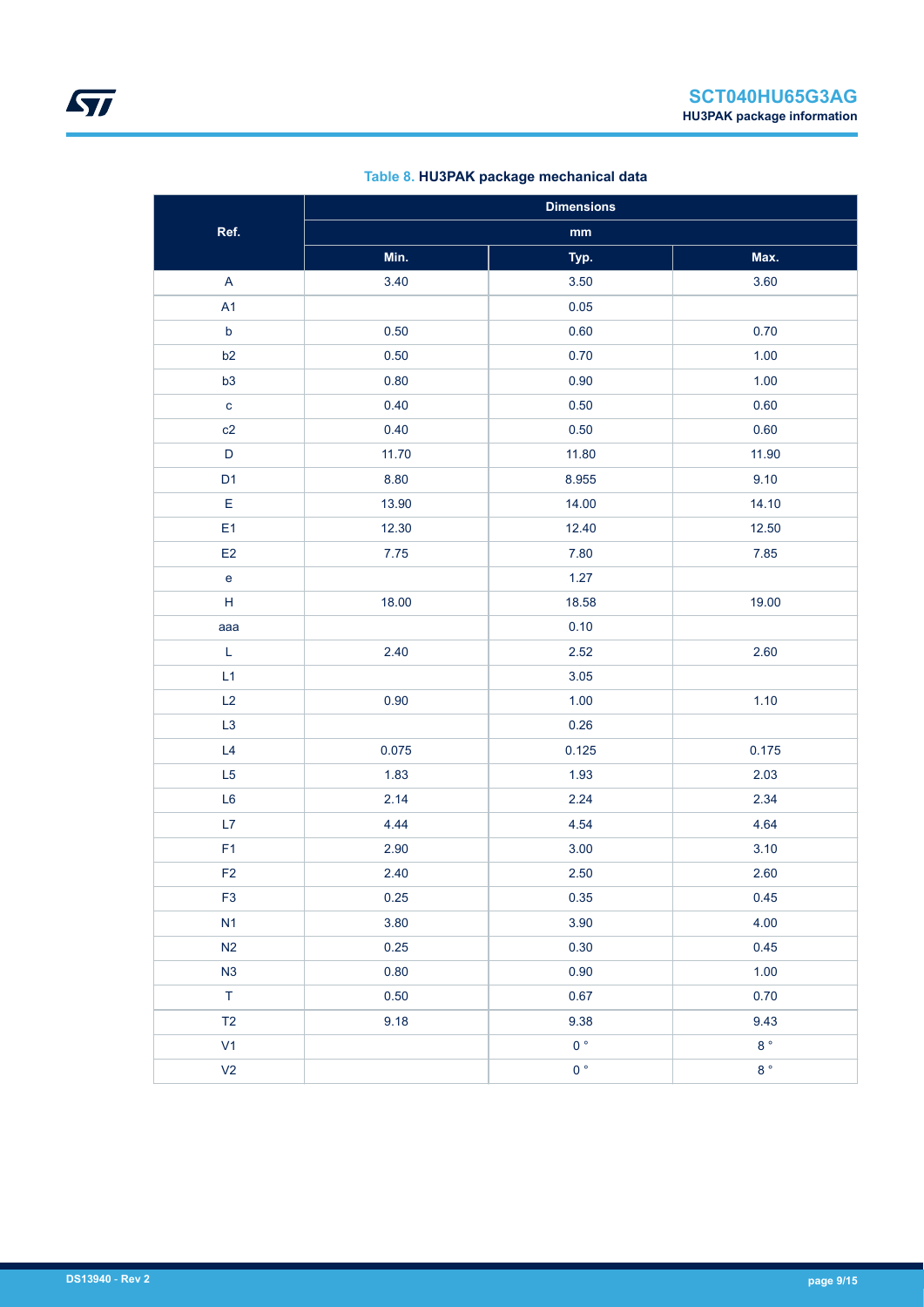**Table 8. HU3PAK package mechanical data**

| Ref. | Dimensions | | |
|---|---|---|---|
| | mm | | |
| | Min. | Typ. | Max. |
| A | 3.40 | 3.50 | 3.60 |
| A1 | | 0.05 | |
| b | 0.50 | 0.60 | 0.70 |
| b2 | 0.50 | 0.70 | 1.00 |
| b3 | 0.80 | 0.90 | 1.00 |
| c | 0.40 | 0.50 | 0.60 |
| c2 | 0.40 | 0.50 | 0.60 |
| D | 11.70 | 11.80 | 11.90 |
| D1 | 8.80 | 8.955 | 9.10 |
| E | 13.90 | 14.00 | 14.10 |
| E1 | 12.30 | 12.40 | 12.50 |
| E2 | 7.75 | 7.80 | 7.85 |
| e | | 1.27 | |
| H | 18.00 | 18.58 | 19.00 |
| aaa | | 0.10 | |
| L | 2.40 | 2.52 | 2.60 |
| L1 | | 3.05 | |
| L2 | 0.90 | 1.00 | 1.10 |
| L3 | | 0.26 | |
| L4 | 0.075 | 0.125 | 0.175 |
| L5 | 1.83 | 1.93 | 2.03 |
| L6 | 2.14 | 2.24 | 2.34 |
| L7 | 4.44 | 4.54 | 4.64 |
| F1 | 2.90 | 3.00 | 3.10 |
| F2 | 2.40 | 2.50 | 2.60 |
| F3 | 0.25 | 0.35 | 0.45 |
| N1 | 3.80 | 3.90 | 4.00 |
| N2 | 0.25 | 0.30 | 0.45 |
| N3 | 0.80 | 0.90 | 1.00 |
| T | 0.50 | 0.67 | 0.70 |
| T2 | 9.18 | 9.38 | 9.43 |
| V1 | | 0 ° | 8 ° |
| V2 | | 0 ° | 8 ° |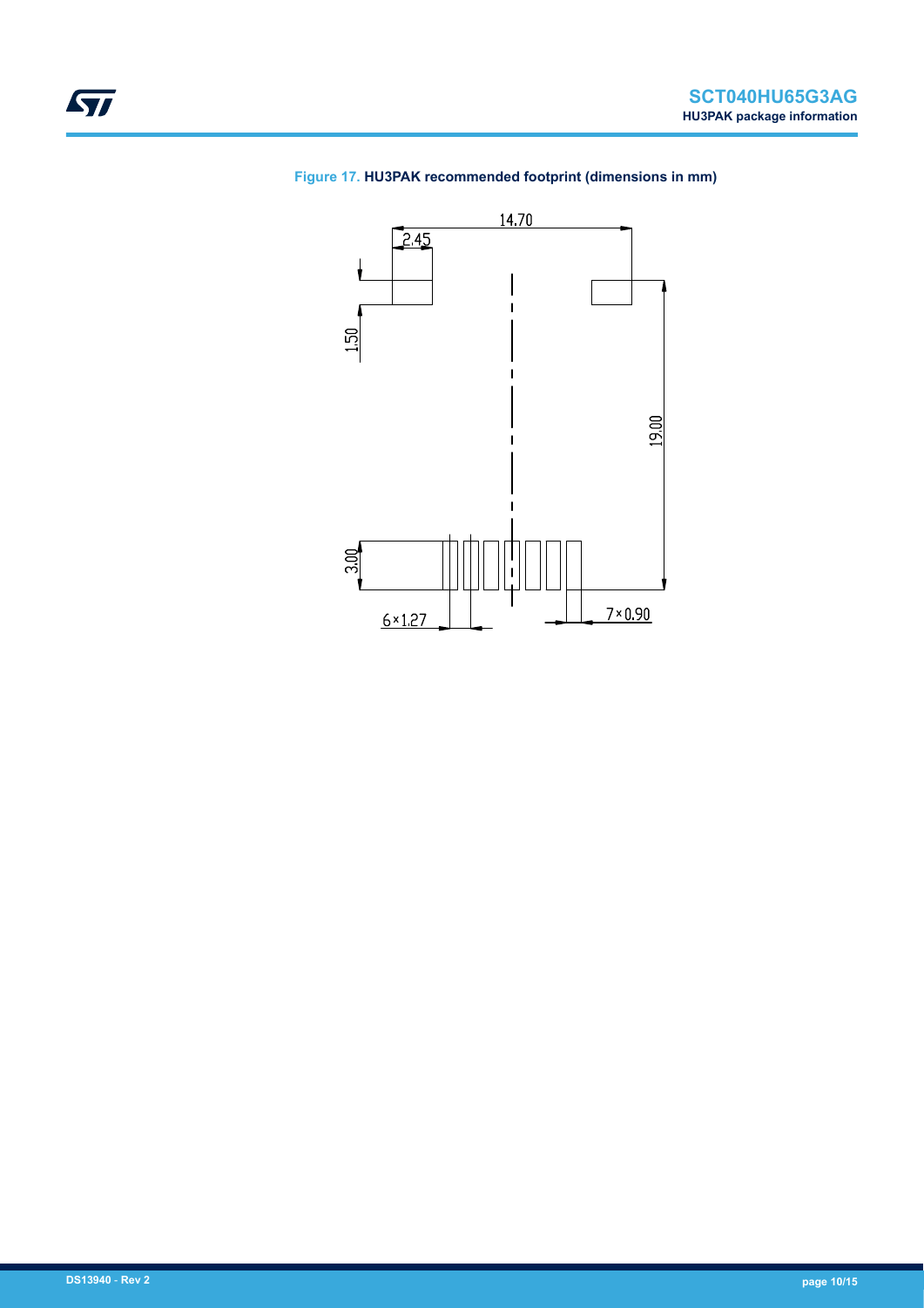**Figure 17.** HU3PAK recommended footprint (dimensions in mm)

14.70

2.45

1.50

19.00

3.00

6×1.27

7×0.90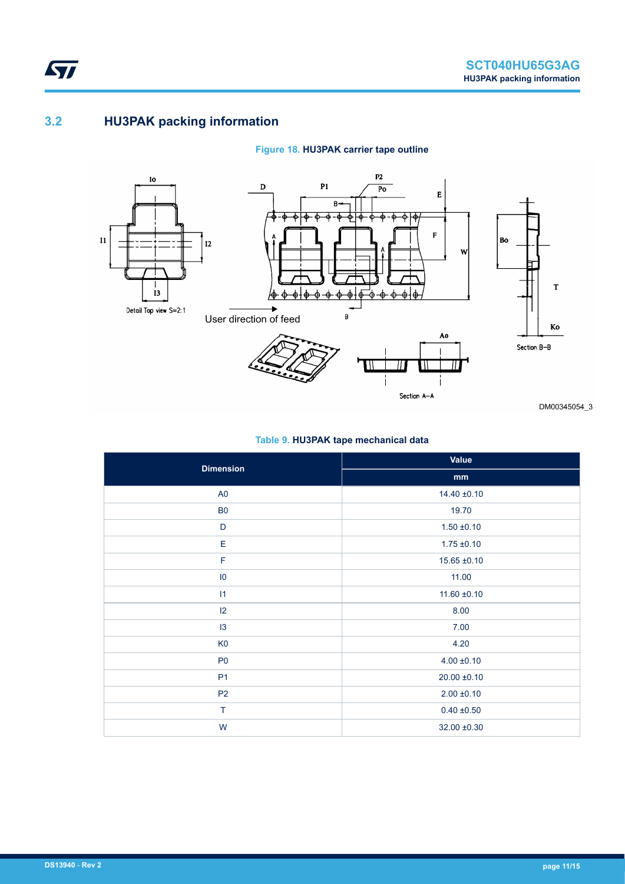## 3.2 HU3PAK packing information

**Figure 18. HU3PAK carrier tape outline**

DM00345054_3

**Table 9. HU3PAK tape mechanical data**

| Dimension | Value |
|---|---|
| | mm |
| A0 | 14.40 ±0.10 |
| B0 | 19.70 |
| D | 1.50 ±0.10 |
| E | 1.75 ±0.10 |
| F | 15.65 ±0.10 |
| I0 | 11.00 |
| I1 | 11.60 ±0.10 |
| I2 | 8.00 |
| I3 | 7.00 |
| K0 | 4.20 |
| P0 | 4.00 ±0.10 |
| P1 | 20.00 ±0.10 |
| P2 | 2.00 ±0.10 |
| T | 0.40 ±0.50 |
| W | 32.00 ±0.30 |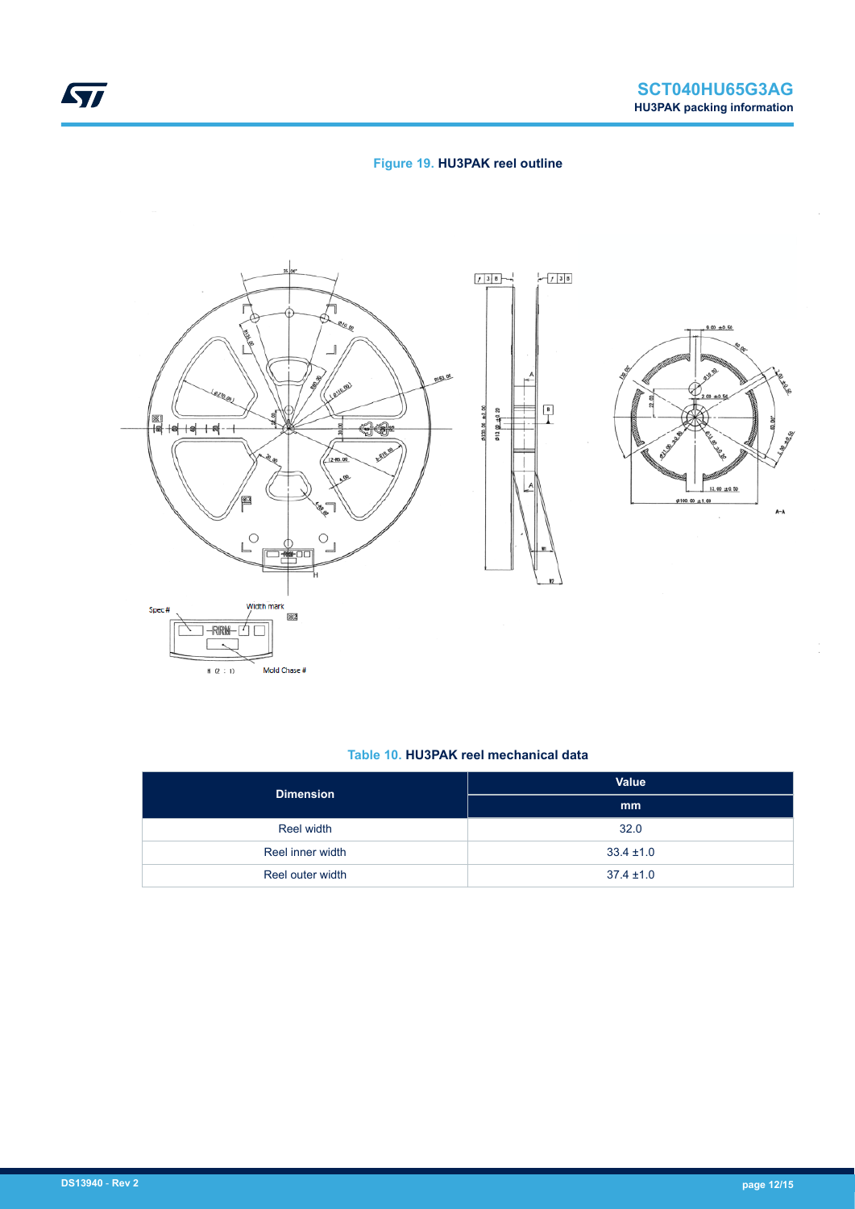**Figure 19. HU3PAK reel outline**

**Table 10. HU3PAK reel mechanical data**

| Dimension | Value |
|---|---|
| | mm |
| Reel width | 32.0 |
| Reel inner width | 33.4 ±1.0 |
| Reel outer width | 37.4 ±1.0 |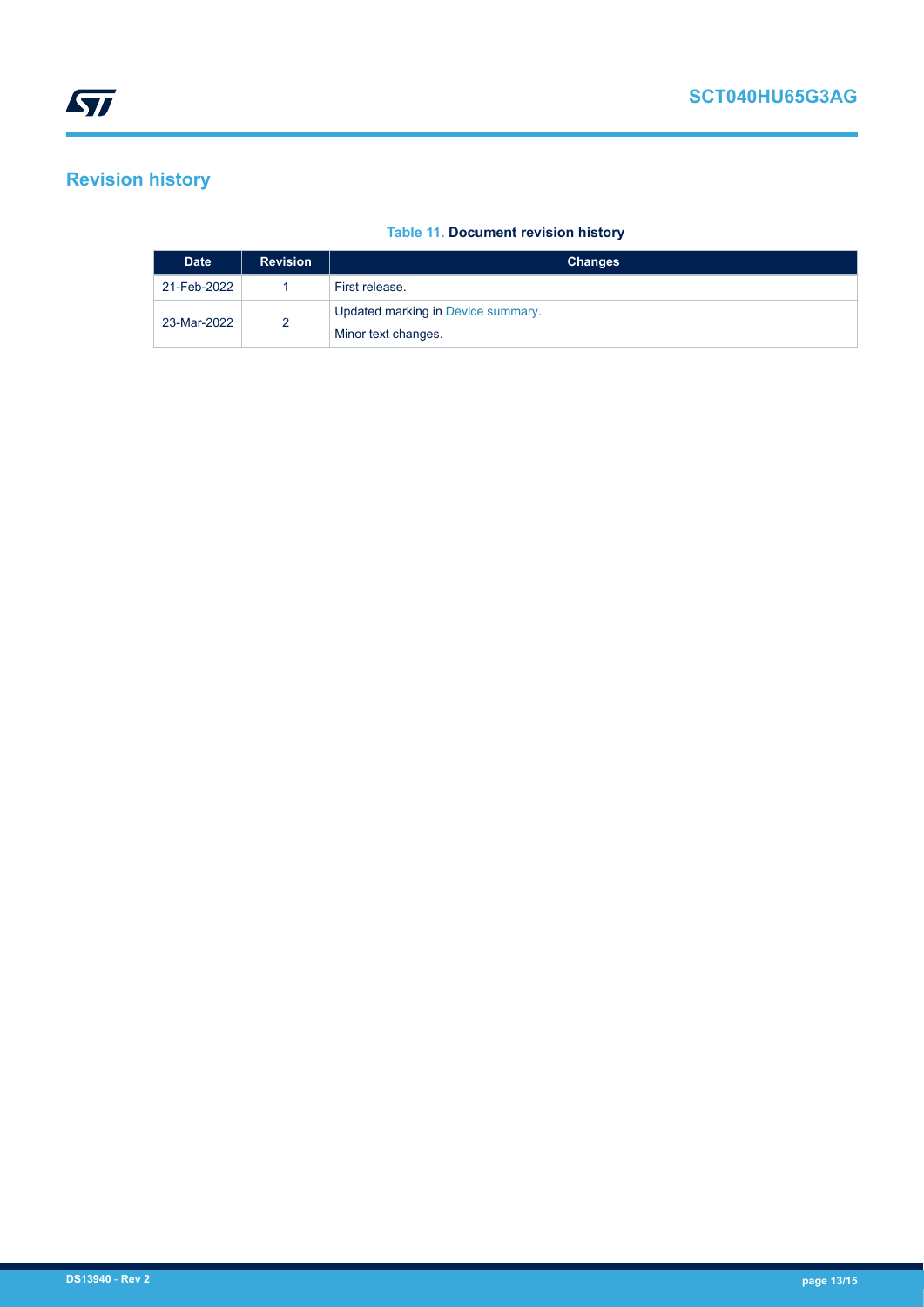# Revision history

**Table 11. Document revision history**

| Date | Revision | Changes |
| --- | --- | --- |
| 21-Feb-2022 | 1 | First release. |
| 23-Mar-2022 | 2 | Updated marking in Device summary.<br>Minor text changes. |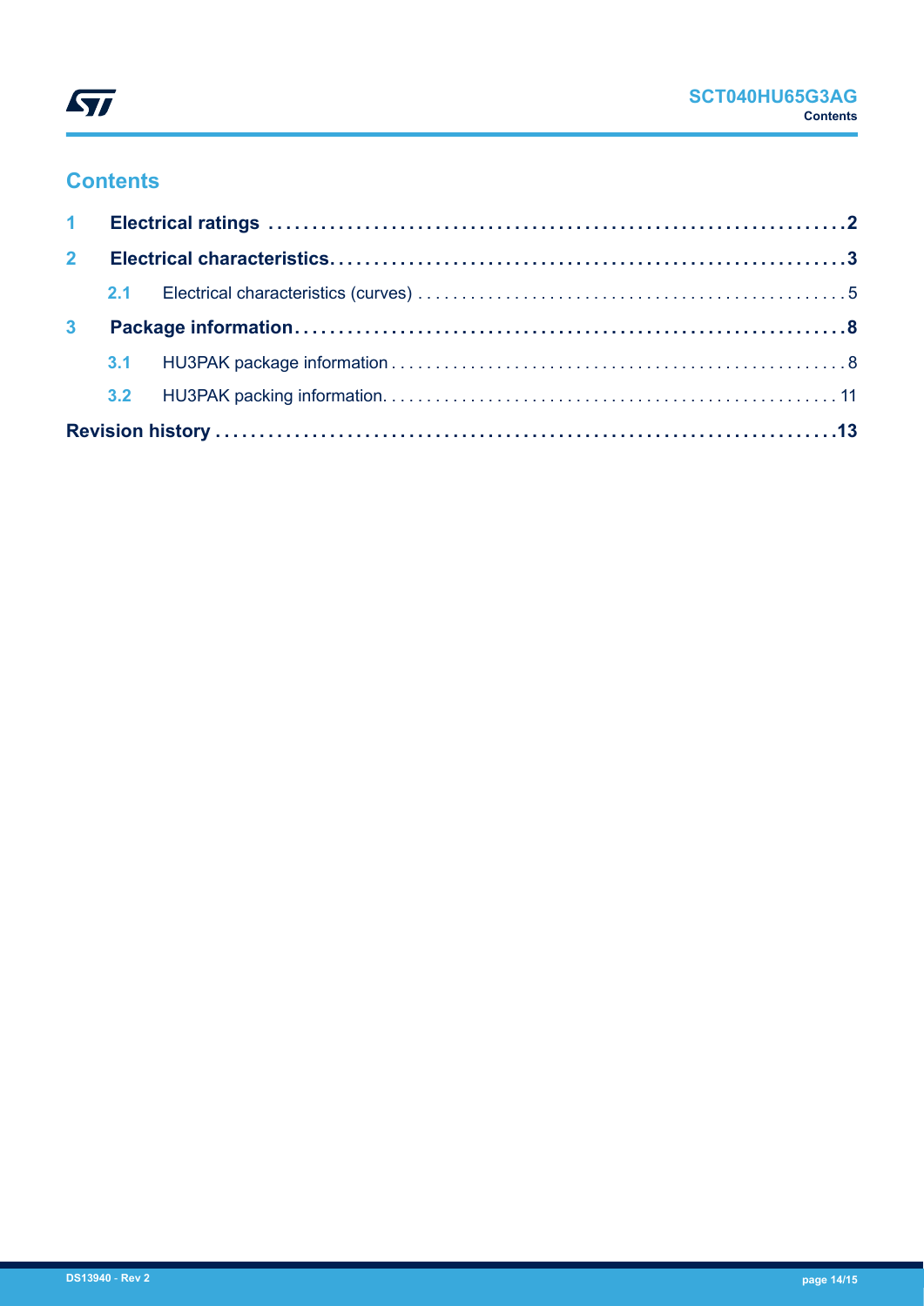# Contents

| | | |
|---|---|---|
| **1** | **Electrical ratings** | **2** |
| **2** | **Electrical characteristics** | **3** |
| 2.1 | Electrical characteristics (curves) | 5 |
| **3** | **Package information** | **8** |
| 3.1 | HU3PAK package information | 8 |
| 3.2 | HU3PAK packing information | 11 |
| **Revision history** | | **13** |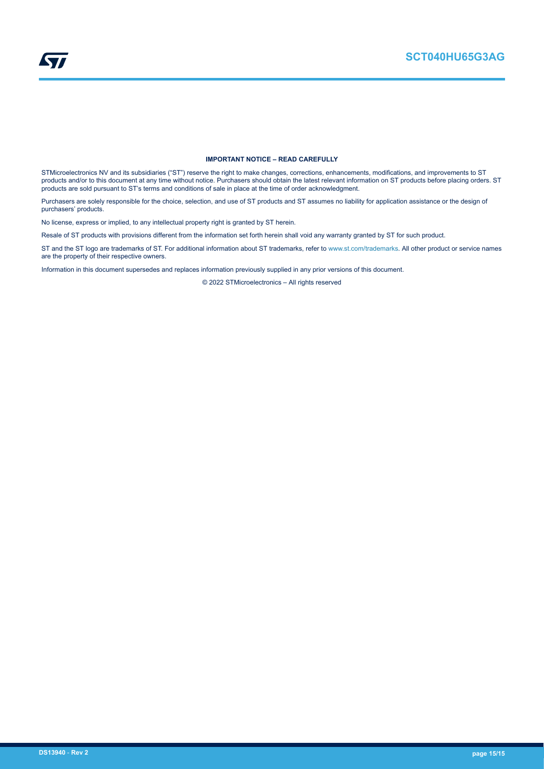**IMPORTANT NOTICE – READ CAREFULLY**

STMicroelectronics NV and its subsidiaries ("ST") reserve the right to make changes, corrections, enhancements, modifications, and improvements to ST products and/or to this document at any time without notice. Purchasers should obtain the latest relevant information on ST products before placing orders. ST products are sold pursuant to ST's terms and conditions of sale in place at the time of order acknowledgment.

Purchasers are solely responsible for the choice, selection, and use of ST products and ST assumes no liability for application assistance or the design of purchasers' products.

No license, express or implied, to any intellectual property right is granted by ST herein.

Resale of ST products with provisions different from the information set forth herein shall void any warranty granted by ST for such product.

ST and the ST logo are trademarks of ST. For additional information about ST trademarks, refer to www.st.com/trademarks. All other product or service names are the property of their respective owners.

Information in this document supersedes and replaces information previously supplied in any prior versions of this document.

© 2022 STMicroelectronics – All rights reserved